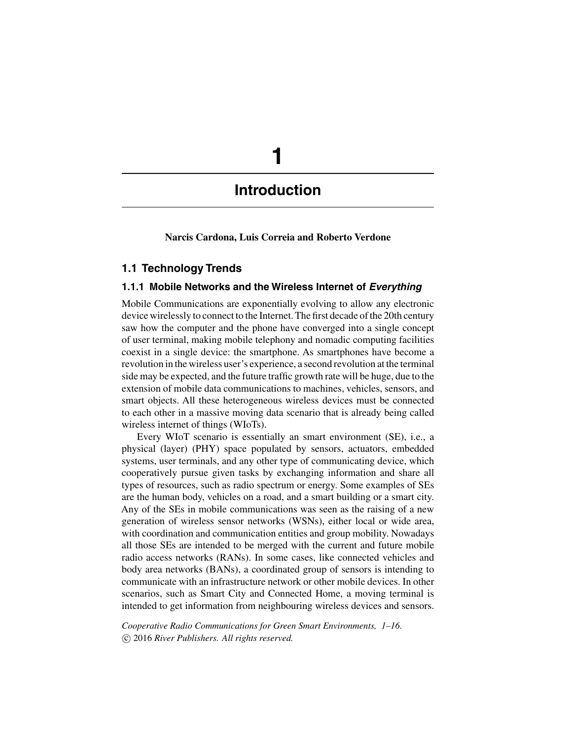# 1

# Introduction

**Narcis Cardona, Luis Correia and Roberto Verdone**

## 1.1 Technology Trends

### 1.1.1 Mobile Networks and the Wireless Internet of *Everything*

Mobile Communications are exponentially evolving to allow any electronic device wirelessly to connect to the Internet. The first decade of the 20th century saw how the computer and the phone have converged into a single concept of user terminal, making mobile telephony and nomadic computing facilities coexist in a single device: the smartphone. As smartphones have become a revolution in the wireless user's experience, a second revolution at the terminal side may be expected, and the future traffic growth rate will be huge, due to the extension of mobile data communications to machines, vehicles, sensors, and smart objects. All these heterogeneous wireless devices must be connected to each other in a massive moving data scenario that is already being called wireless internet of things (WIoTs).

Every WIoT scenario is essentially an smart environment (SE), i.e., a physical (layer) (PHY) space populated by sensors, actuators, embedded systems, user terminals, and any other type of communicating device, which cooperatively pursue given tasks by exchanging information and share all types of resources, such as radio spectrum or energy. Some examples of SEs are the human body, vehicles on a road, and a smart building or a smart city. Any of the SEs in mobile communications was seen as the raising of a new generation of wireless sensor networks (WSNs), either local or wide area, with coordination and communication entities and group mobility. Nowadays all those SEs are intended to be merged with the current and future mobile radio access networks (RANs). In some cases, like connected vehicles and body area networks (BANs), a coordinated group of sensors is intending to communicate with an infrastructure network or other mobile devices. In other scenarios, such as Smart City and Connected Home, a moving terminal is intended to get information from neighbouring wireless devices and sensors.

*Cooperative Radio Communications for Green Smart Environments, 1–16.*
© 2016 *River Publishers. All rights reserved.*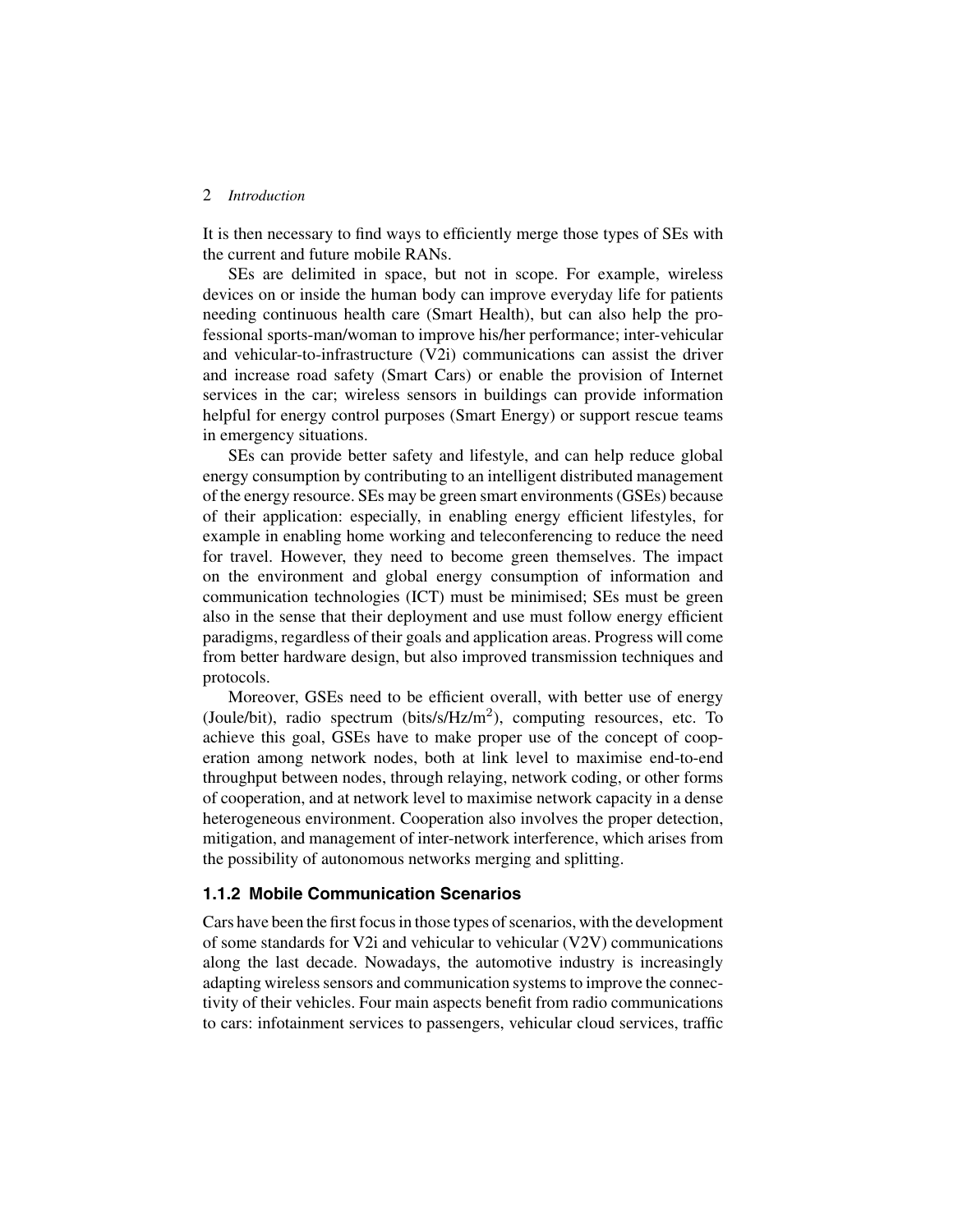It is then necessary to find ways to efficiently merge those types of SEs with the current and future mobile RANs.

SEs are delimited in space, but not in scope. For example, wireless devices on or inside the human body can improve everyday life for patients needing continuous health care (Smart Health), but can also help the professional sports-man/woman to improve his/her performance; inter-vehicular and vehicular-to-infrastructure (V2i) communications can assist the driver and increase road safety (Smart Cars) or enable the provision of Internet services in the car; wireless sensors in buildings can provide information helpful for energy control purposes (Smart Energy) or support rescue teams in emergency situations.

SEs can provide better safety and lifestyle, and can help reduce global energy consumption by contributing to an intelligent distributed management of the energy resource. SEs may be green smart environments (GSEs) because of their application: especially, in enabling energy efficient lifestyles, for example in enabling home working and teleconferencing to reduce the need for travel. However, they need to become green themselves. The impact on the environment and global energy consumption of information and communication technologies (ICT) must be minimised; SEs must be green also in the sense that their deployment and use must follow energy efficient paradigms, regardless of their goals and application areas. Progress will come from better hardware design, but also improved transmission techniques and protocols.

Moreover, GSEs need to be efficient overall, with better use of energy (Joule/bit), radio spectrum (bits/s/Hz/m$^2$), computing resources, etc. To achieve this goal, GSEs have to make proper use of the concept of cooperation among network nodes, both at link level to maximise end-to-end throughput between nodes, through relaying, network coding, or other forms of cooperation, and at network level to maximise network capacity in a dense heterogeneous environment. Cooperation also involves the proper detection, mitigation, and management of inter-network interference, which arises from the possibility of autonomous networks merging and splitting.

### 1.1.2 Mobile Communication Scenarios

Cars have been the first focus in those types of scenarios, with the development of some standards for V2i and vehicular to vehicular (V2V) communications along the last decade. Nowadays, the automotive industry is increasingly adapting wireless sensors and communication systems to improve the connectivity of their vehicles. Four main aspects benefit from radio communications to cars: infotainment services to passengers, vehicular cloud services, traffic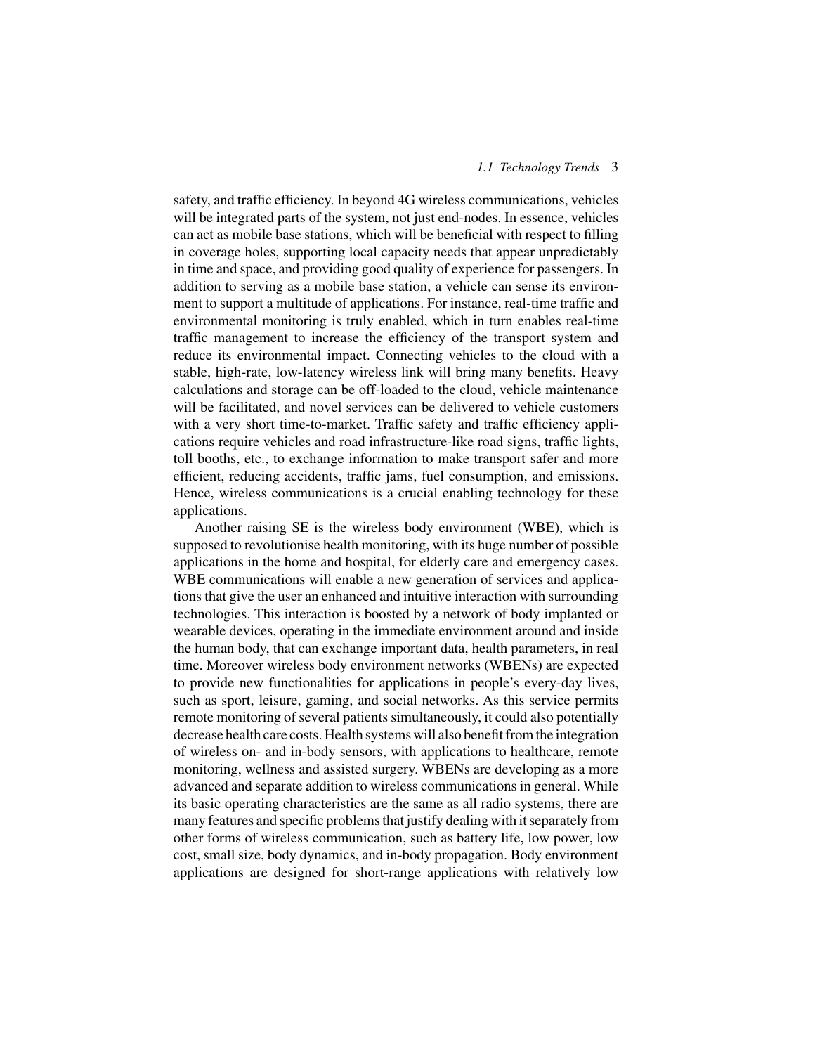safety, and traffic efficiency. In beyond 4G wireless communications, vehicles will be integrated parts of the system, not just end-nodes. In essence, vehicles can act as mobile base stations, which will be beneficial with respect to filling in coverage holes, supporting local capacity needs that appear unpredictably in time and space, and providing good quality of experience for passengers. In addition to serving as a mobile base station, a vehicle can sense its environment to support a multitude of applications. For instance, real-time traffic and environmental monitoring is truly enabled, which in turn enables real-time traffic management to increase the efficiency of the transport system and reduce its environmental impact. Connecting vehicles to the cloud with a stable, high-rate, low-latency wireless link will bring many benefits. Heavy calculations and storage can be off-loaded to the cloud, vehicle maintenance will be facilitated, and novel services can be delivered to vehicle customers with a very short time-to-market. Traffic safety and traffic efficiency applications require vehicles and road infrastructure-like road signs, traffic lights, toll booths, etc., to exchange information to make transport safer and more efficient, reducing accidents, traffic jams, fuel consumption, and emissions. Hence, wireless communications is a crucial enabling technology for these applications.

Another raising SE is the wireless body environment (WBE), which is supposed to revolutionise health monitoring, with its huge number of possible applications in the home and hospital, for elderly care and emergency cases. WBE communications will enable a new generation of services and applications that give the user an enhanced and intuitive interaction with surrounding technologies. This interaction is boosted by a network of body implanted or wearable devices, operating in the immediate environment around and inside the human body, that can exchange important data, health parameters, in real time. Moreover wireless body environment networks (WBENs) are expected to provide new functionalities for applications in people's every-day lives, such as sport, leisure, gaming, and social networks. As this service permits remote monitoring of several patients simultaneously, it could also potentially decrease health care costs. Health systems will also benefit from the integration of wireless on- and in-body sensors, with applications to healthcare, remote monitoring, wellness and assisted surgery. WBENs are developing as a more advanced and separate addition to wireless communications in general. While its basic operating characteristics are the same as all radio systems, there are many features and specific problems that justify dealing with it separately from other forms of wireless communication, such as battery life, low power, low cost, small size, body dynamics, and in-body propagation. Body environment applications are designed for short-range applications with relatively low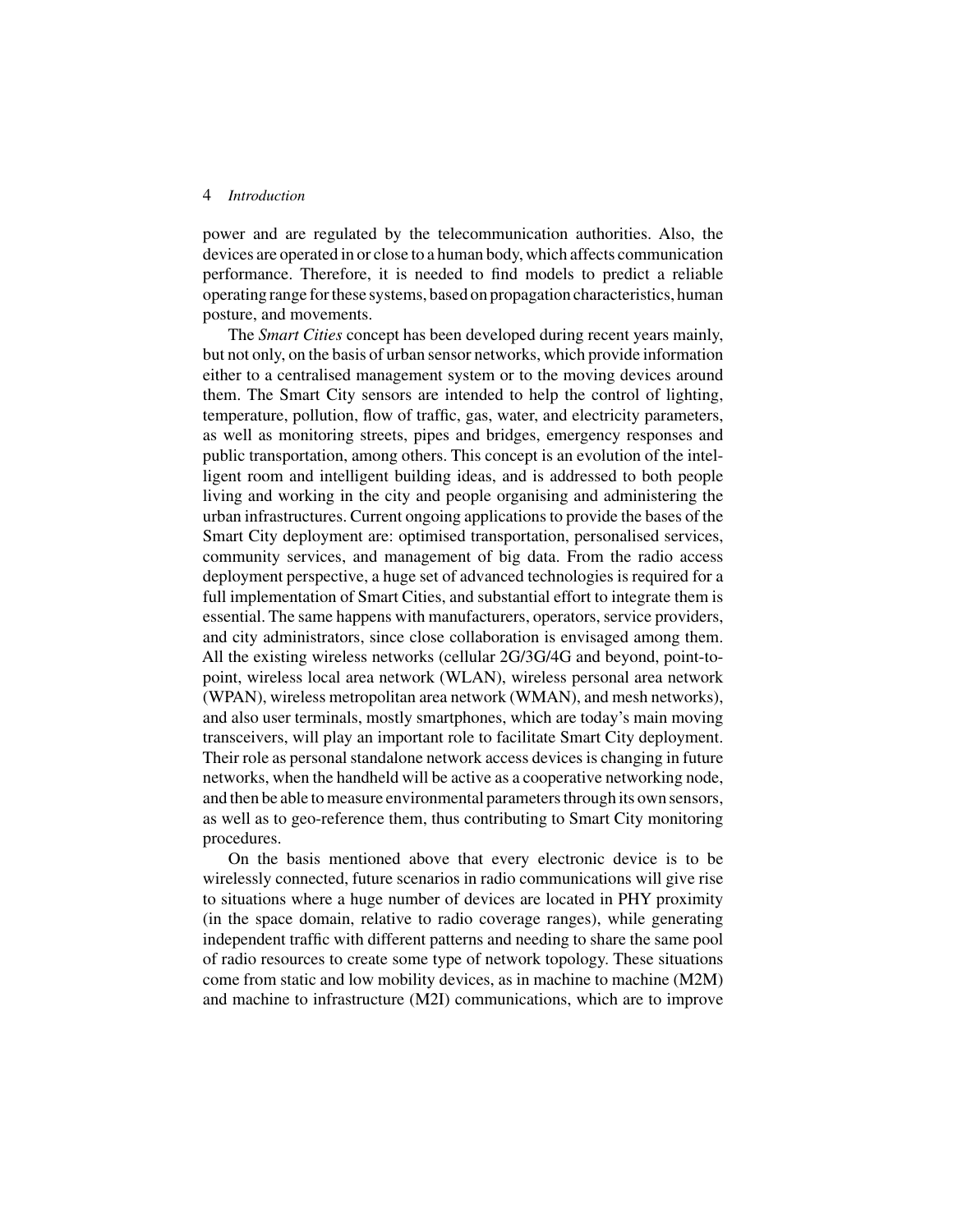power and are regulated by the telecommunication authorities. Also, the devices are operated in or close to a human body, which affects communication performance. Therefore, it is needed to find models to predict a reliable operating range for these systems, based on propagation characteristics, human posture, and movements.

The *Smart Cities* concept has been developed during recent years mainly, but not only, on the basis of urban sensor networks, which provide information either to a centralised management system or to the moving devices around them. The Smart City sensors are intended to help the control of lighting, temperature, pollution, flow of traffic, gas, water, and electricity parameters, as well as monitoring streets, pipes and bridges, emergency responses and public transportation, among others. This concept is an evolution of the intelligent room and intelligent building ideas, and is addressed to both people living and working in the city and people organising and administering the urban infrastructures. Current ongoing applications to provide the bases of the Smart City deployment are: optimised transportation, personalised services, community services, and management of big data. From the radio access deployment perspective, a huge set of advanced technologies is required for a full implementation of Smart Cities, and substantial effort to integrate them is essential. The same happens with manufacturers, operators, service providers, and city administrators, since close collaboration is envisaged among them. All the existing wireless networks (cellular 2G/3G/4G and beyond, point-to-point, wireless local area network (WLAN), wireless personal area network (WPAN), wireless metropolitan area network (WMAN), and mesh networks), and also user terminals, mostly smartphones, which are today's main moving transceivers, will play an important role to facilitate Smart City deployment. Their role as personal standalone network access devices is changing in future networks, when the handheld will be active as a cooperative networking node, and then be able to measure environmental parameters through its own sensors, as well as to geo-reference them, thus contributing to Smart City monitoring procedures.

On the basis mentioned above that every electronic device is to be wirelessly connected, future scenarios in radio communications will give rise to situations where a huge number of devices are located in PHY proximity (in the space domain, relative to radio coverage ranges), while generating independent traffic with different patterns and needing to share the same pool of radio resources to create some type of network topology. These situations come from static and low mobility devices, as in machine to machine (M2M) and machine to infrastructure (M2I) communications, which are to improve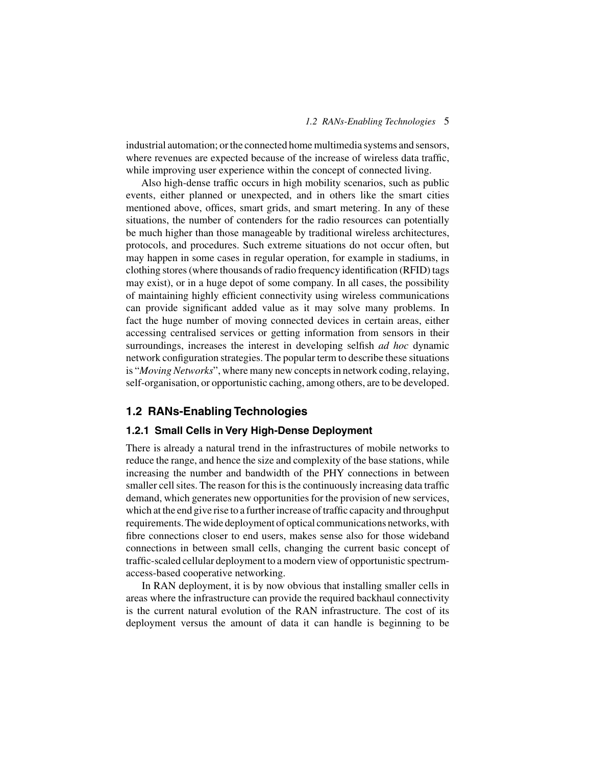industrial automation; or the connected home multimedia systems and sensors, where revenues are expected because of the increase of wireless data traffic, while improving user experience within the concept of connected living.

Also high-dense traffic occurs in high mobility scenarios, such as public events, either planned or unexpected, and in others like the smart cities mentioned above, offices, smart grids, and smart metering. In any of these situations, the number of contenders for the radio resources can potentially be much higher than those manageable by traditional wireless architectures, protocols, and procedures. Such extreme situations do not occur often, but may happen in some cases in regular operation, for example in stadiums, in clothing stores (where thousands of radio frequency identification (RFID) tags may exist), or in a huge depot of some company. In all cases, the possibility of maintaining highly efficient connectivity using wireless communications can provide significant added value as it may solve many problems. In fact the huge number of moving connected devices in certain areas, either accessing centralised services or getting information from sensors in their surroundings, increases the interest in developing selfish *ad hoc* dynamic network configuration strategies. The popular term to describe these situations is "*Moving Networks*", where many new concepts in network coding, relaying, self-organisation, or opportunistic caching, among others, are to be developed.

## 1.2 RANs-Enabling Technologies

### 1.2.1 Small Cells in Very High-Dense Deployment

There is already a natural trend in the infrastructures of mobile networks to reduce the range, and hence the size and complexity of the base stations, while increasing the number and bandwidth of the PHY connections in between smaller cell sites. The reason for this is the continuously increasing data traffic demand, which generates new opportunities for the provision of new services, which at the end give rise to a further increase of traffic capacity and throughput requirements. The wide deployment of optical communications networks, with fibre connections closer to end users, makes sense also for those wideband connections in between small cells, changing the current basic concept of traffic-scaled cellular deployment to a modern view of opportunistic spectrum-access-based cooperative networking.

In RAN deployment, it is by now obvious that installing smaller cells in areas where the infrastructure can provide the required backhaul connectivity is the current natural evolution of the RAN infrastructure. The cost of its deployment versus the amount of data it can handle is beginning to be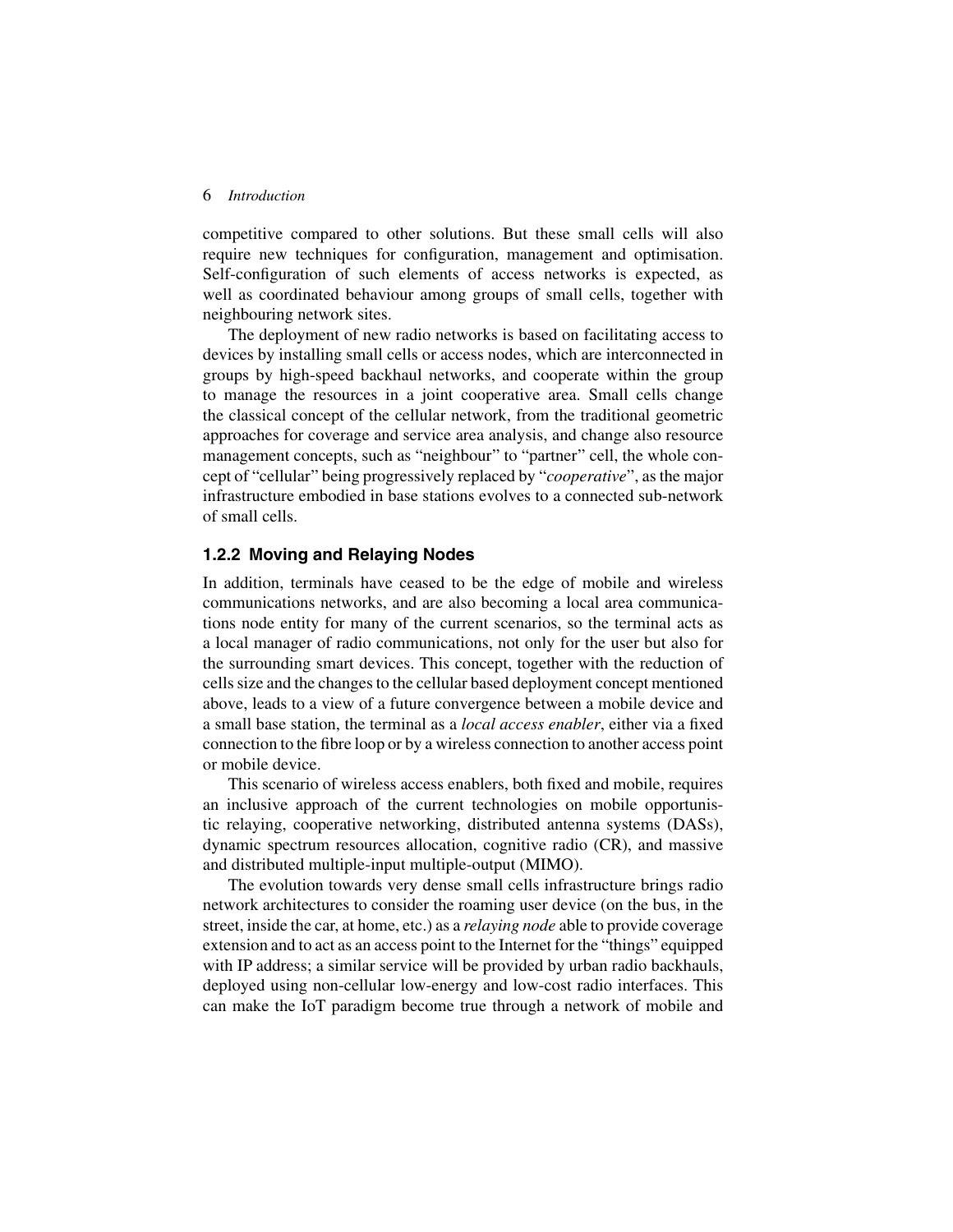competitive compared to other solutions. But these small cells will also require new techniques for configuration, management and optimisation. Self-configuration of such elements of access networks is expected, as well as coordinated behaviour among groups of small cells, together with neighbouring network sites.

The deployment of new radio networks is based on facilitating access to devices by installing small cells or access nodes, which are interconnected in groups by high-speed backhaul networks, and cooperate within the group to manage the resources in a joint cooperative area. Small cells change the classical concept of the cellular network, from the traditional geometric approaches for coverage and service area analysis, and change also resource management concepts, such as "neighbour" to "partner" cell, the whole concept of "cellular" being progressively replaced by "*cooperative*", as the major infrastructure embodied in base stations evolves to a connected sub-network of small cells.

### 1.2.2 Moving and Relaying Nodes

In addition, terminals have ceased to be the edge of mobile and wireless communications networks, and are also becoming a local area communications node entity for many of the current scenarios, so the terminal acts as a local manager of radio communications, not only for the user but also for the surrounding smart devices. This concept, together with the reduction of cells size and the changes to the cellular based deployment concept mentioned above, leads to a view of a future convergence between a mobile device and a small base station, the terminal as a *local access enabler*, either via a fixed connection to the fibre loop or by a wireless connection to another access point or mobile device.

This scenario of wireless access enablers, both fixed and mobile, requires an inclusive approach of the current technologies on mobile opportunistic relaying, cooperative networking, distributed antenna systems (DASs), dynamic spectrum resources allocation, cognitive radio (CR), and massive and distributed multiple-input multiple-output (MIMO).

The evolution towards very dense small cells infrastructure brings radio network architectures to consider the roaming user device (on the bus, in the street, inside the car, at home, etc.) as a *relaying node* able to provide coverage extension and to act as an access point to the Internet for the "things" equipped with IP address; a similar service will be provided by urban radio backhauls, deployed using non-cellular low-energy and low-cost radio interfaces. This can make the IoT paradigm become true through a network of mobile and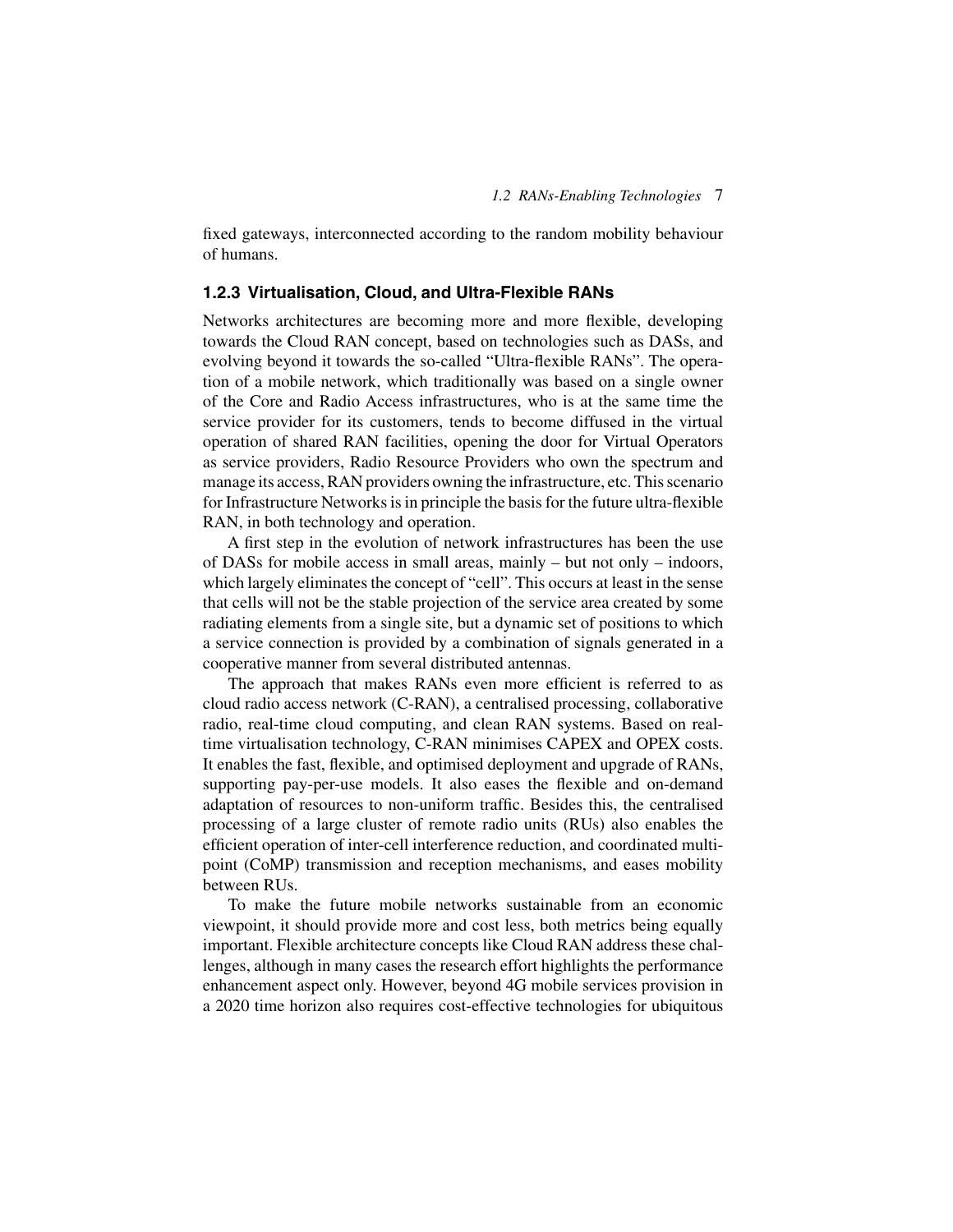fixed gateways, interconnected according to the random mobility behaviour of humans.

### 1.2.3 Virtualisation, Cloud, and Ultra-Flexible RANs

Networks architectures are becoming more and more flexible, developing towards the Cloud RAN concept, based on technologies such as DASs, and evolving beyond it towards the so-called "Ultra-flexible RANs". The operation of a mobile network, which traditionally was based on a single owner of the Core and Radio Access infrastructures, who is at the same time the service provider for its customers, tends to become diffused in the virtual operation of shared RAN facilities, opening the door for Virtual Operators as service providers, Radio Resource Providers who own the spectrum and manage its access, RAN providers owning the infrastructure, etc. This scenario for Infrastructure Networks is in principle the basis for the future ultra-flexible RAN, in both technology and operation.

A first step in the evolution of network infrastructures has been the use of DASs for mobile access in small areas, mainly – but not only – indoors, which largely eliminates the concept of "cell". This occurs at least in the sense that cells will not be the stable projection of the service area created by some radiating elements from a single site, but a dynamic set of positions to which a service connection is provided by a combination of signals generated in a cooperative manner from several distributed antennas.

The approach that makes RANs even more efficient is referred to as cloud radio access network (C-RAN), a centralised processing, collaborative radio, real-time cloud computing, and clean RAN systems. Based on real-time virtualisation technology, C-RAN minimises CAPEX and OPEX costs. It enables the fast, flexible, and optimised deployment and upgrade of RANs, supporting pay-per-use models. It also eases the flexible and on-demand adaptation of resources to non-uniform traffic. Besides this, the centralised processing of a large cluster of remote radio units (RUs) also enables the efficient operation of inter-cell interference reduction, and coordinated multi-point (CoMP) transmission and reception mechanisms, and eases mobility between RUs.

To make the future mobile networks sustainable from an economic viewpoint, it should provide more and cost less, both metrics being equally important. Flexible architecture concepts like Cloud RAN address these challenges, although in many cases the research effort highlights the performance enhancement aspect only. However, beyond 4G mobile services provision in a 2020 time horizon also requires cost-effective technologies for ubiquitous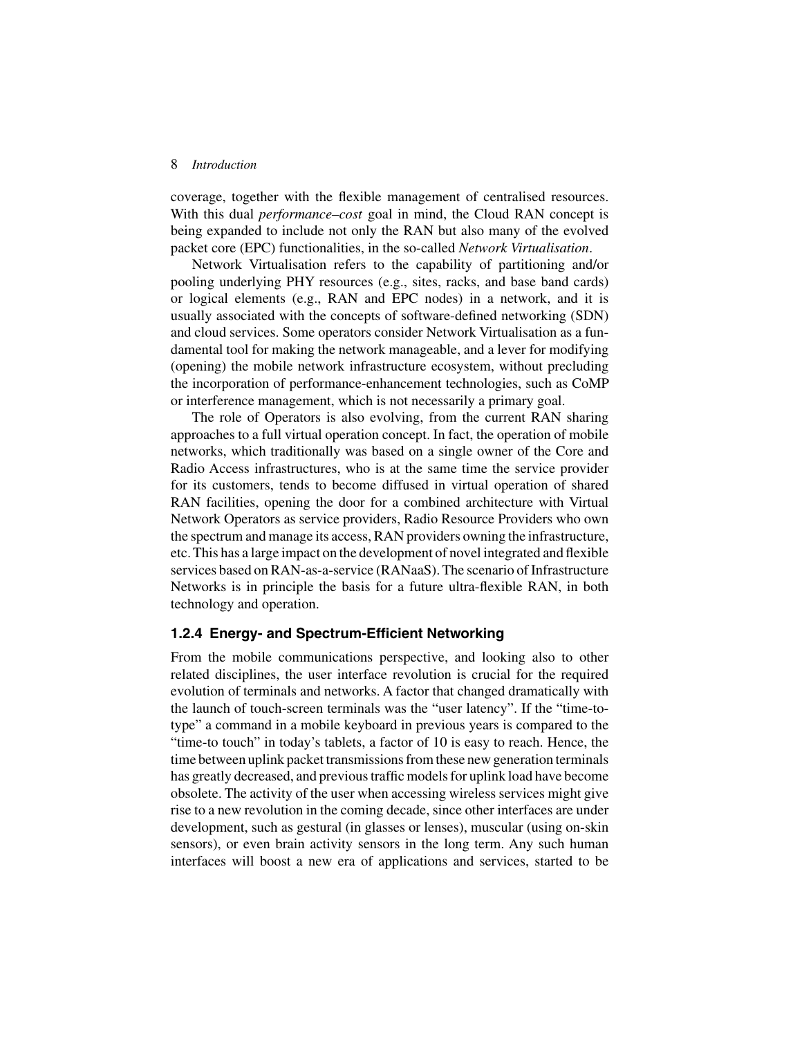coverage, together with the flexible management of centralised resources. With this dual *performance–cost* goal in mind, the Cloud RAN concept is being expanded to include not only the RAN but also many of the evolved packet core (EPC) functionalities, in the so-called *Network Virtualisation*.

Network Virtualisation refers to the capability of partitioning and/or pooling underlying PHY resources (e.g., sites, racks, and base band cards) or logical elements (e.g., RAN and EPC nodes) in a network, and it is usually associated with the concepts of software-defined networking (SDN) and cloud services. Some operators consider Network Virtualisation as a fundamental tool for making the network manageable, and a lever for modifying (opening) the mobile network infrastructure ecosystem, without precluding the incorporation of performance-enhancement technologies, such as CoMP or interference management, which is not necessarily a primary goal.

The role of Operators is also evolving, from the current RAN sharing approaches to a full virtual operation concept. In fact, the operation of mobile networks, which traditionally was based on a single owner of the Core and Radio Access infrastructures, who is at the same time the service provider for its customers, tends to become diffused in virtual operation of shared RAN facilities, opening the door for a combined architecture with Virtual Network Operators as service providers, Radio Resource Providers who own the spectrum and manage its access, RAN providers owning the infrastructure, etc. This has a large impact on the development of novel integrated and flexible services based on RAN-as-a-service (RANaaS). The scenario of Infrastructure Networks is in principle the basis for a future ultra-flexible RAN, in both technology and operation.

### 1.2.4 Energy- and Spectrum-Efficient Networking

From the mobile communications perspective, and looking also to other related disciplines, the user interface revolution is crucial for the required evolution of terminals and networks. A factor that changed dramatically with the launch of touch-screen terminals was the "user latency". If the "time-to-type" a command in a mobile keyboard in previous years is compared to the "time-to touch" in today's tablets, a factor of 10 is easy to reach. Hence, the time between uplink packet transmissions from these new generation terminals has greatly decreased, and previous traffic models for uplink load have become obsolete. The activity of the user when accessing wireless services might give rise to a new revolution in the coming decade, since other interfaces are under development, such as gestural (in glasses or lenses), muscular (using on-skin sensors), or even brain activity sensors in the long term. Any such human interfaces will boost a new era of applications and services, started to be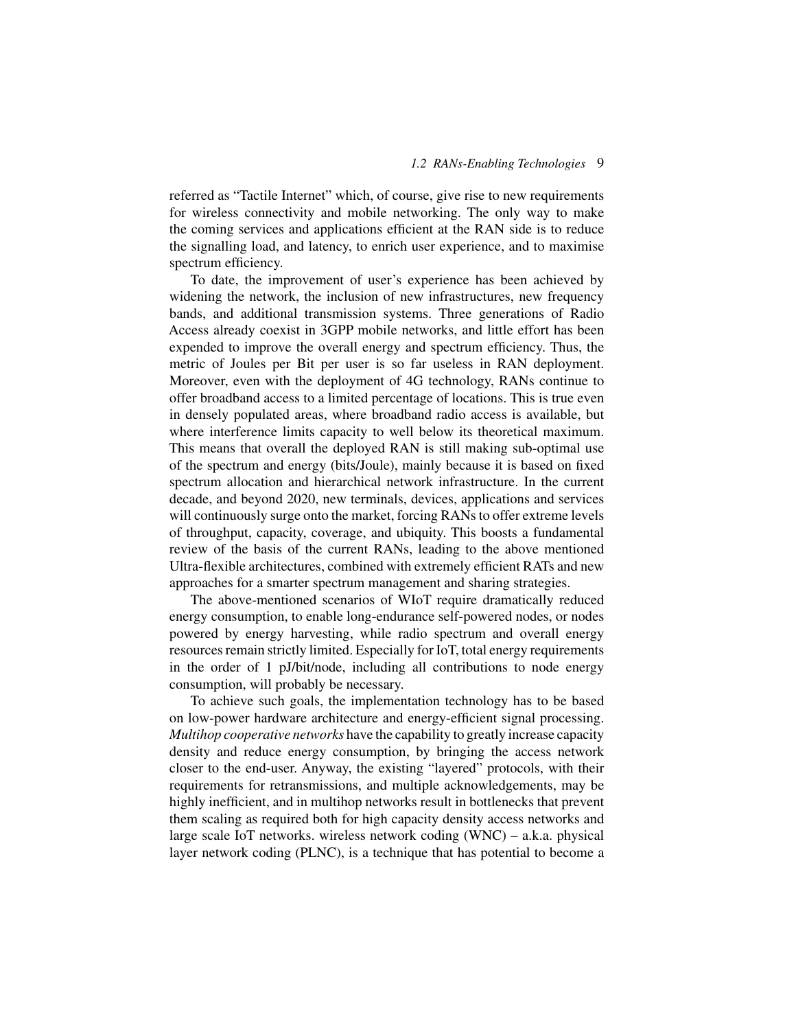referred as "Tactile Internet" which, of course, give rise to new requirements for wireless connectivity and mobile networking. The only way to make the coming services and applications efficient at the RAN side is to reduce the signalling load, and latency, to enrich user experience, and to maximise spectrum efficiency.

To date, the improvement of user's experience has been achieved by widening the network, the inclusion of new infrastructures, new frequency bands, and additional transmission systems. Three generations of Radio Access already coexist in 3GPP mobile networks, and little effort has been expended to improve the overall energy and spectrum efficiency. Thus, the metric of Joules per Bit per user is so far useless in RAN deployment. Moreover, even with the deployment of 4G technology, RANs continue to offer broadband access to a limited percentage of locations. This is true even in densely populated areas, where broadband radio access is available, but where interference limits capacity to well below its theoretical maximum. This means that overall the deployed RAN is still making sub-optimal use of the spectrum and energy (bits/Joule), mainly because it is based on fixed spectrum allocation and hierarchical network infrastructure. In the current decade, and beyond 2020, new terminals, devices, applications and services will continuously surge onto the market, forcing RANs to offer extreme levels of throughput, capacity, coverage, and ubiquity. This boosts a fundamental review of the basis of the current RANs, leading to the above mentioned Ultra-flexible architectures, combined with extremely efficient RATs and new approaches for a smarter spectrum management and sharing strategies.

The above-mentioned scenarios of WIoT require dramatically reduced energy consumption, to enable long-endurance self-powered nodes, or nodes powered by energy harvesting, while radio spectrum and overall energy resources remain strictly limited. Especially for IoT, total energy requirements in the order of 1 pJ/bit/node, including all contributions to node energy consumption, will probably be necessary.

To achieve such goals, the implementation technology has to be based on low-power hardware architecture and energy-efficient signal processing. *Multihop cooperative networks* have the capability to greatly increase capacity density and reduce energy consumption, by bringing the access network closer to the end-user. Anyway, the existing "layered" protocols, with their requirements for retransmissions, and multiple acknowledgements, may be highly inefficient, and in multihop networks result in bottlenecks that prevent them scaling as required both for high capacity density access networks and large scale IoT networks. wireless network coding (WNC) – a.k.a. physical layer network coding (PLNC), is a technique that has potential to become a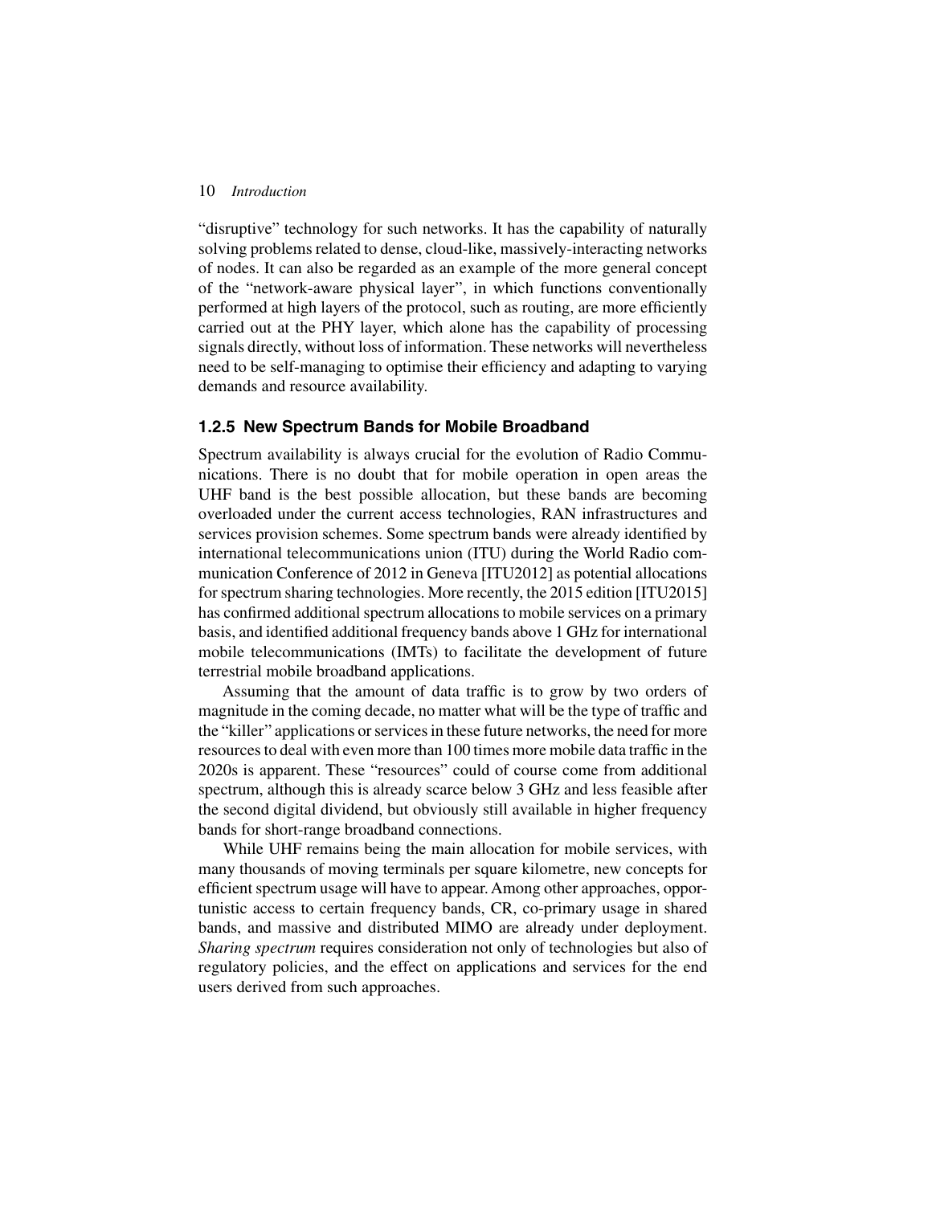"disruptive" technology for such networks. It has the capability of naturally solving problems related to dense, cloud-like, massively-interacting networks of nodes. It can also be regarded as an example of the more general concept of the "network-aware physical layer", in which functions conventionally performed at high layers of the protocol, such as routing, are more efficiently carried out at the PHY layer, which alone has the capability of processing signals directly, without loss of information. These networks will nevertheless need to be self-managing to optimise their efficiency and adapting to varying demands and resource availability.

### 1.2.5 New Spectrum Bands for Mobile Broadband

Spectrum availability is always crucial for the evolution of Radio Communications. There is no doubt that for mobile operation in open areas the UHF band is the best possible allocation, but these bands are becoming overloaded under the current access technologies, RAN infrastructures and services provision schemes. Some spectrum bands were already identified by international telecommunications union (ITU) during the World Radio communication Conference of 2012 in Geneva [ITU2012] as potential allocations for spectrum sharing technologies. More recently, the 2015 edition [ITU2015] has confirmed additional spectrum allocations to mobile services on a primary basis, and identified additional frequency bands above 1 GHz for international mobile telecommunications (IMTs) to facilitate the development of future terrestrial mobile broadband applications.

Assuming that the amount of data traffic is to grow by two orders of magnitude in the coming decade, no matter what will be the type of traffic and the "killer" applications or services in these future networks, the need for more resources to deal with even more than 100 times more mobile data traffic in the 2020s is apparent. These "resources" could of course come from additional spectrum, although this is already scarce below 3 GHz and less feasible after the second digital dividend, but obviously still available in higher frequency bands for short-range broadband connections.

While UHF remains being the main allocation for mobile services, with many thousands of moving terminals per square kilometre, new concepts for efficient spectrum usage will have to appear. Among other approaches, opportunistic access to certain frequency bands, CR, co-primary usage in shared bands, and massive and distributed MIMO are already under deployment. *Sharing spectrum* requires consideration not only of technologies but also of regulatory policies, and the effect on applications and services for the end users derived from such approaches.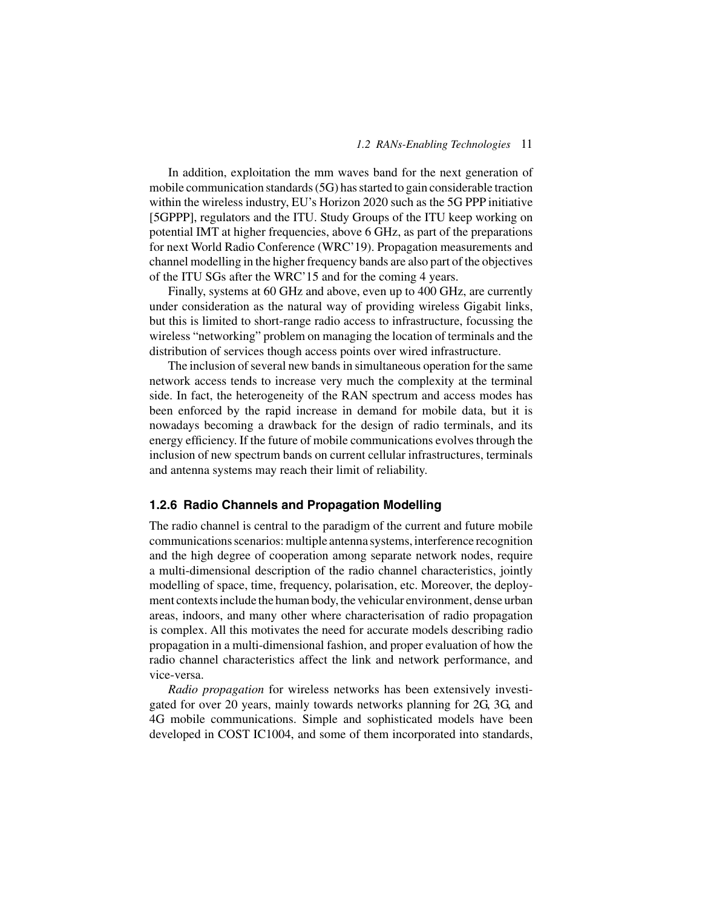In addition, exploitation the mm waves band for the next generation of mobile communication standards (5G) has started to gain considerable traction within the wireless industry, EU's Horizon 2020 such as the 5G PPP initiative [5GPPP], regulators and the ITU. Study Groups of the ITU keep working on potential IMT at higher frequencies, above 6 GHz, as part of the preparations for next World Radio Conference (WRC'19). Propagation measurements and channel modelling in the higher frequency bands are also part of the objectives of the ITU SGs after the WRC'15 and for the coming 4 years.

Finally, systems at 60 GHz and above, even up to 400 GHz, are currently under consideration as the natural way of providing wireless Gigabit links, but this is limited to short-range radio access to infrastructure, focussing the wireless "networking" problem on managing the location of terminals and the distribution of services though access points over wired infrastructure.

The inclusion of several new bands in simultaneous operation for the same network access tends to increase very much the complexity at the terminal side. In fact, the heterogeneity of the RAN spectrum and access modes has been enforced by the rapid increase in demand for mobile data, but it is nowadays becoming a drawback for the design of radio terminals, and its energy efficiency. If the future of mobile communications evolves through the inclusion of new spectrum bands on current cellular infrastructures, terminals and antenna systems may reach their limit of reliability.

### 1.2.6 Radio Channels and Propagation Modelling

The radio channel is central to the paradigm of the current and future mobile communications scenarios: multiple antenna systems, interference recognition and the high degree of cooperation among separate network nodes, require a multi-dimensional description of the radio channel characteristics, jointly modelling of space, time, frequency, polarisation, etc. Moreover, the deployment contexts include the human body, the vehicular environment, dense urban areas, indoors, and many other where characterisation of radio propagation is complex. All this motivates the need for accurate models describing radio propagation in a multi-dimensional fashion, and proper evaluation of how the radio channel characteristics affect the link and network performance, and vice-versa.

*Radio propagation* for wireless networks has been extensively investigated for over 20 years, mainly towards networks planning for 2G, 3G, and 4G mobile communications. Simple and sophisticated models have been developed in COST IC1004, and some of them incorporated into standards,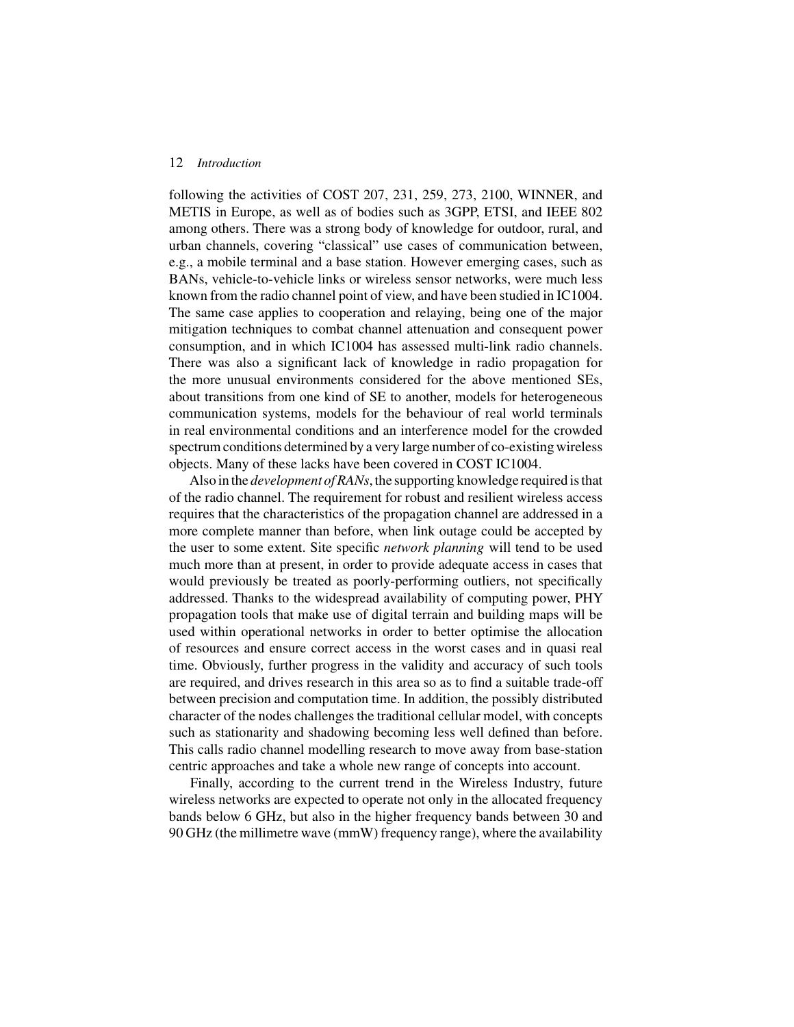following the activities of COST 207, 231, 259, 273, 2100, WINNER, and METIS in Europe, as well as of bodies such as 3GPP, ETSI, and IEEE 802 among others. There was a strong body of knowledge for outdoor, rural, and urban channels, covering "classical" use cases of communication between, e.g., a mobile terminal and a base station. However emerging cases, such as BANs, vehicle-to-vehicle links or wireless sensor networks, were much less known from the radio channel point of view, and have been studied in IC1004. The same case applies to cooperation and relaying, being one of the major mitigation techniques to combat channel attenuation and consequent power consumption, and in which IC1004 has assessed multi-link radio channels. There was also a significant lack of knowledge in radio propagation for the more unusual environments considered for the above mentioned SEs, about transitions from one kind of SE to another, models for heterogeneous communication systems, models for the behaviour of real world terminals in real environmental conditions and an interference model for the crowded spectrum conditions determined by a very large number of co-existing wireless objects. Many of these lacks have been covered in COST IC1004.

Also in the *development of RANs*, the supporting knowledge required is that of the radio channel. The requirement for robust and resilient wireless access requires that the characteristics of the propagation channel are addressed in a more complete manner than before, when link outage could be accepted by the user to some extent. Site specific *network planning* will tend to be used much more than at present, in order to provide adequate access in cases that would previously be treated as poorly-performing outliers, not specifically addressed. Thanks to the widespread availability of computing power, PHY propagation tools that make use of digital terrain and building maps will be used within operational networks in order to better optimise the allocation of resources and ensure correct access in the worst cases and in quasi real time. Obviously, further progress in the validity and accuracy of such tools are required, and drives research in this area so as to find a suitable trade-off between precision and computation time. In addition, the possibly distributed character of the nodes challenges the traditional cellular model, with concepts such as stationarity and shadowing becoming less well defined than before. This calls radio channel modelling research to move away from base-station centric approaches and take a whole new range of concepts into account.

Finally, according to the current trend in the Wireless Industry, future wireless networks are expected to operate not only in the allocated frequency bands below 6 GHz, but also in the higher frequency bands between 30 and 90 GHz (the millimetre wave (mmW) frequency range), where the availability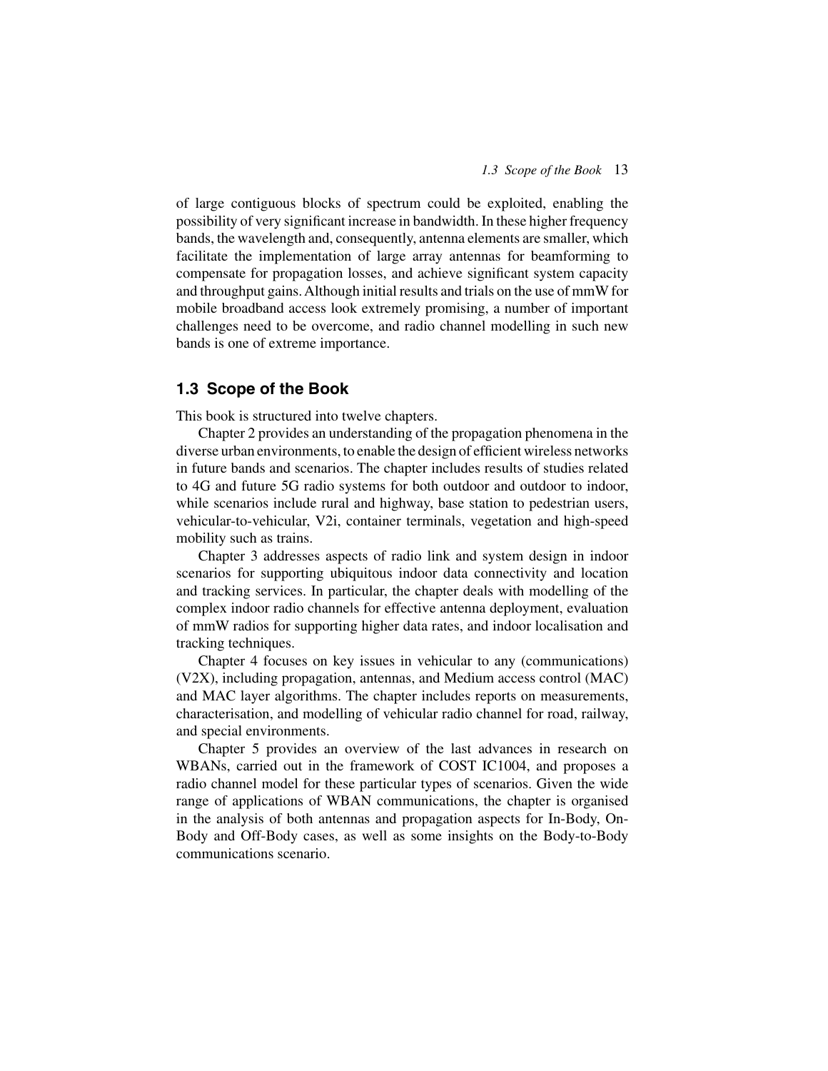of large contiguous blocks of spectrum could be exploited, enabling the possibility of very significant increase in bandwidth. In these higher frequency bands, the wavelength and, consequently, antenna elements are smaller, which facilitate the implementation of large array antennas for beamforming to compensate for propagation losses, and achieve significant system capacity and throughput gains. Although initial results and trials on the use of mmW for mobile broadband access look extremely promising, a number of important challenges need to be overcome, and radio channel modelling in such new bands is one of extreme importance.

## 1.3 Scope of the Book

This book is structured into twelve chapters.

Chapter 2 provides an understanding of the propagation phenomena in the diverse urban environments, to enable the design of efficient wireless networks in future bands and scenarios. The chapter includes results of studies related to 4G and future 5G radio systems for both outdoor and outdoor to indoor, while scenarios include rural and highway, base station to pedestrian users, vehicular-to-vehicular, V2i, container terminals, vegetation and high-speed mobility such as trains.

Chapter 3 addresses aspects of radio link and system design in indoor scenarios for supporting ubiquitous indoor data connectivity and location and tracking services. In particular, the chapter deals with modelling of the complex indoor radio channels for effective antenna deployment, evaluation of mmW radios for supporting higher data rates, and indoor localisation and tracking techniques.

Chapter 4 focuses on key issues in vehicular to any (communications) (V2X), including propagation, antennas, and Medium access control (MAC) and MAC layer algorithms. The chapter includes reports on measurements, characterisation, and modelling of vehicular radio channel for road, railway, and special environments.

Chapter 5 provides an overview of the last advances in research on WBANs, carried out in the framework of COST IC1004, and proposes a radio channel model for these particular types of scenarios. Given the wide range of applications of WBAN communications, the chapter is organised in the analysis of both antennas and propagation aspects for In-Body, On-Body and Off-Body cases, as well as some insights on the Body-to-Body communications scenario.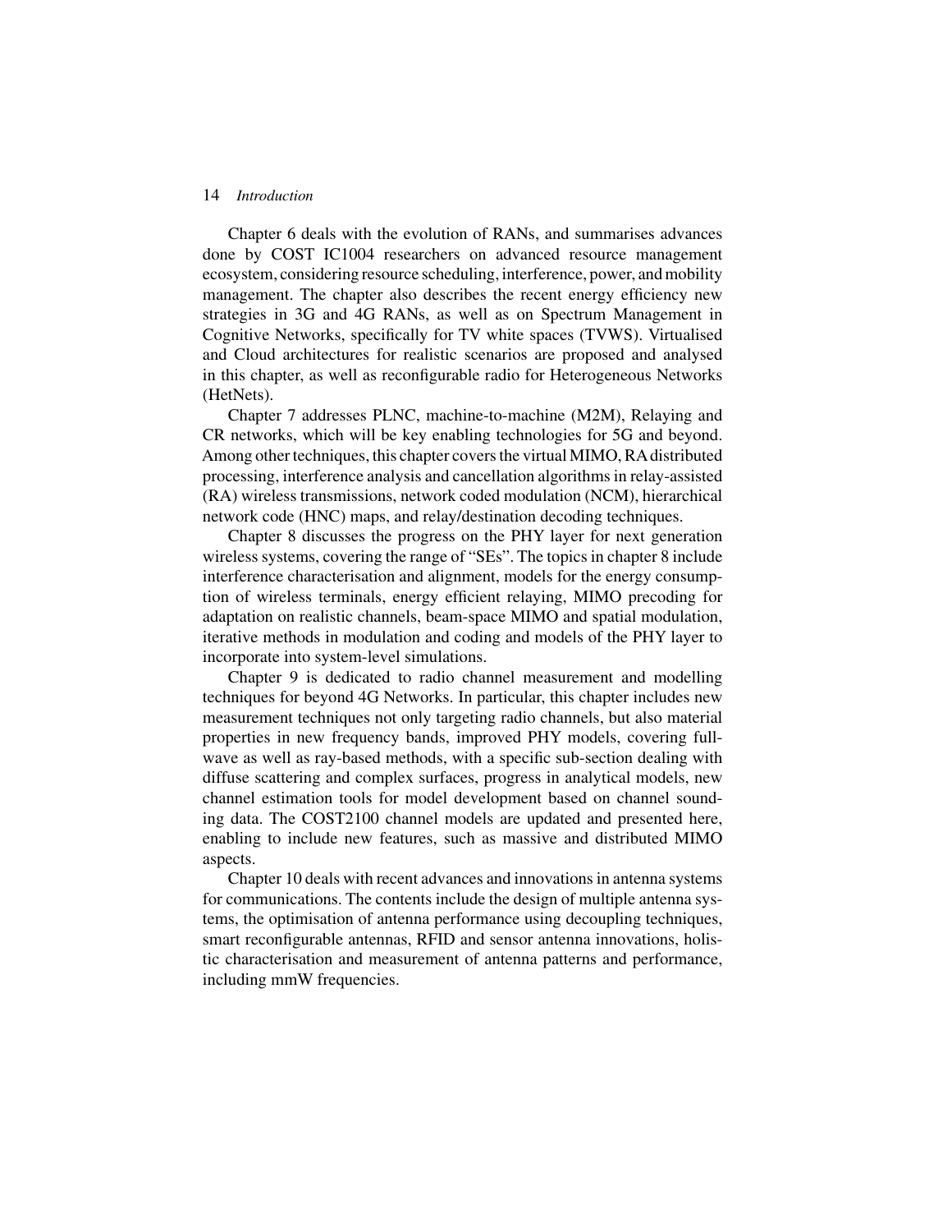Chapter 6 deals with the evolution of RANs, and summarises advances done by COST IC1004 researchers on advanced resource management ecosystem, considering resource scheduling, interference, power, and mobility management. The chapter also describes the recent energy efficiency new strategies in 3G and 4G RANs, as well as on Spectrum Management in Cognitive Networks, specifically for TV white spaces (TVWS). Virtualised and Cloud architectures for realistic scenarios are proposed and analysed in this chapter, as well as reconfigurable radio for Heterogeneous Networks (HetNets).

Chapter 7 addresses PLNC, machine-to-machine (M2M), Relaying and CR networks, which will be key enabling technologies for 5G and beyond. Among other techniques, this chapter covers the virtual MIMO, RA distributed processing, interference analysis and cancellation algorithms in relay-assisted (RA) wireless transmissions, network coded modulation (NCM), hierarchical network code (HNC) maps, and relay/destination decoding techniques.

Chapter 8 discusses the progress on the PHY layer for next generation wireless systems, covering the range of "SEs". The topics in chapter 8 include interference characterisation and alignment, models for the energy consumption of wireless terminals, energy efficient relaying, MIMO precoding for adaptation on realistic channels, beam-space MIMO and spatial modulation, iterative methods in modulation and coding and models of the PHY layer to incorporate into system-level simulations.

Chapter 9 is dedicated to radio channel measurement and modelling techniques for beyond 4G Networks. In particular, this chapter includes new measurement techniques not only targeting radio channels, but also material properties in new frequency bands, improved PHY models, covering full-wave as well as ray-based methods, with a specific sub-section dealing with diffuse scattering and complex surfaces, progress in analytical models, new channel estimation tools for model development based on channel sounding data. The COST2100 channel models are updated and presented here, enabling to include new features, such as massive and distributed MIMO aspects.

Chapter 10 deals with recent advances and innovations in antenna systems for communications. The contents include the design of multiple antenna systems, the optimisation of antenna performance using decoupling techniques, smart reconfigurable antennas, RFID and sensor antenna innovations, holistic characterisation and measurement of antenna patterns and performance, including mmW frequencies.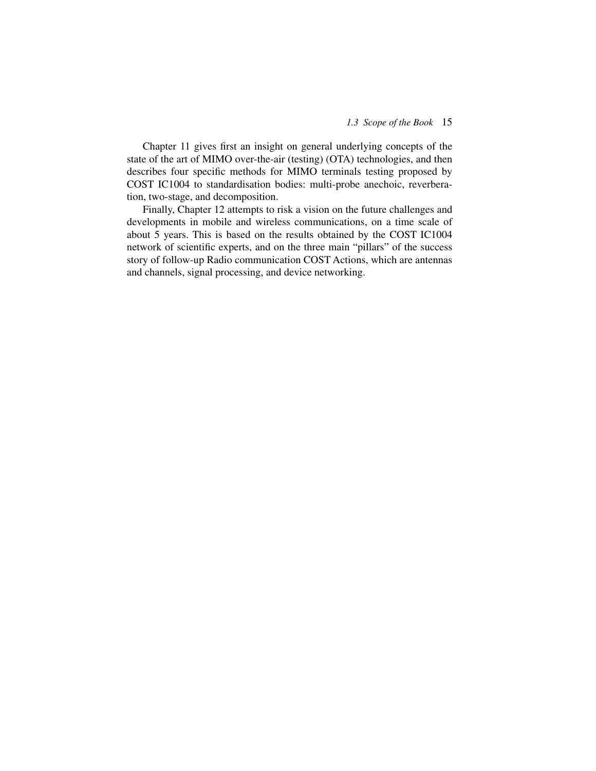Chapter 11 gives first an insight on general underlying concepts of the state of the art of MIMO over-the-air (testing) (OTA) technologies, and then describes four specific methods for MIMO terminals testing proposed by COST IC1004 to standardisation bodies: multi-probe anechoic, reverberation, two-stage, and decomposition.

Finally, Chapter 12 attempts to risk a vision on the future challenges and developments in mobile and wireless communications, on a time scale of about 5 years. This is based on the results obtained by the COST IC1004 network of scientific experts, and on the three main "pillars" of the success story of follow-up Radio communication COST Actions, which are antennas and channels, signal processing, and device networking.